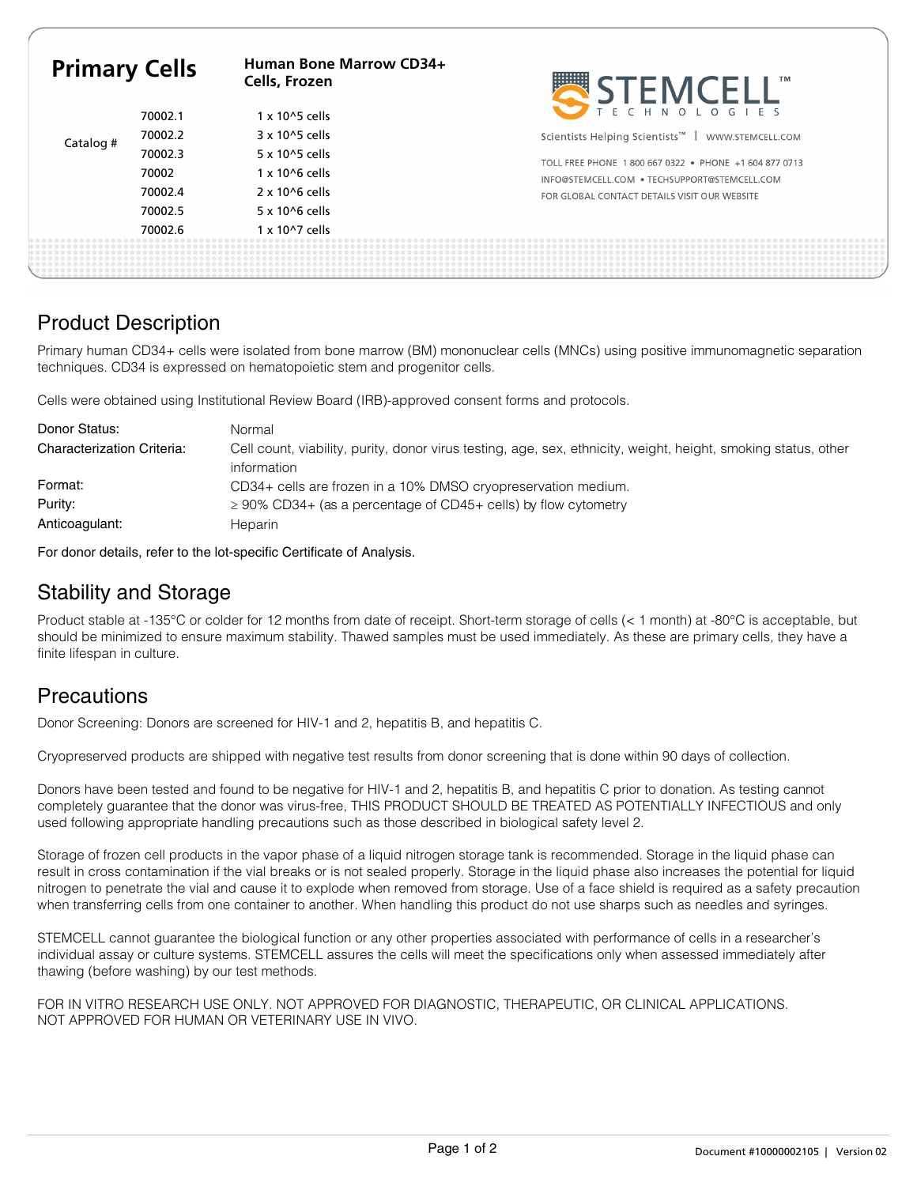# Primary Cells

**Human Bone Marrow CD34+ Cells, Frozen**

| Catalog # | | |
|---|---|---|
| | 70002.1 | 1 x 10^5 cells |
| | 70002.2 | 3 x 10^5 cells |
| | 70002.3 | 5 x 10^5 cells |
| | 70002 | 1 x 10^6 cells |
| | 70002.4 | 2 x 10^6 cells |
| | 70002.5 | 5 x 10^6 cells |
| | 70002.6 | 1 x 10^7 cells |

STEMCELL™ TECHNOLOGIES

Scientists Helping Scientists™ | WWW.STEMCELL.COM

TOLL FREE PHONE 1 800 667 0322 • PHONE +1 604 877 0713
INFO@STEMCELL.COM • TECHSUPPORT@STEMCELL.COM
FOR GLOBAL CONTACT DETAILS VISIT OUR WEBSITE

## Product Description

Primary human CD34+ cells were isolated from bone marrow (BM) mononuclear cells (MNCs) using positive immunomagnetic separation techniques. CD34 is expressed on hematopoietic stem and progenitor cells.

Cells were obtained using Institutional Review Board (IRB)-approved consent forms and protocols.

| | |
|---|---|
| Donor Status: | Normal |
| Characterization Criteria: | Cell count, viability, purity, donor virus testing, age, sex, ethnicity, weight, height, smoking status, other information |
| Format: | CD34+ cells are frozen in a 10% DMSO cryopreservation medium. |
| Purity: | ≥ 90% CD34+ (as a percentage of CD45+ cells) by flow cytometry |
| Anticoagulant: | Heparin |

For donor details, refer to the lot-specific Certificate of Analysis.

## Stability and Storage

Product stable at -135°C or colder for 12 months from date of receipt. Short-term storage of cells (< 1 month) at -80°C is acceptable, but should be minimized to ensure maximum stability. Thawed samples must be used immediately. As these are primary cells, they have a finite lifespan in culture.

## Precautions

Donor Screening: Donors are screened for HIV-1 and 2, hepatitis B, and hepatitis C.

Cryopreserved products are shipped with negative test results from donor screening that is done within 90 days of collection.

Donors have been tested and found to be negative for HIV-1 and 2, hepatitis B, and hepatitis C prior to donation. As testing cannot completely guarantee that the donor was virus-free, THIS PRODUCT SHOULD BE TREATED AS POTENTIALLY INFECTIOUS and only used following appropriate handling precautions such as those described in biological safety level 2.

Storage of frozen cell products in the vapor phase of a liquid nitrogen storage tank is recommended. Storage in the liquid phase can result in cross contamination if the vial breaks or is not sealed properly. Storage in the liquid phase also increases the potential for liquid nitrogen to penetrate the vial and cause it to explode when removed from storage. Use of a face shield is required as a safety precaution when transferring cells from one container to another. When handling this product do not use sharps such as needles and syringes.

STEMCELL cannot guarantee the biological function or any other properties associated with performance of cells in a researcher's individual assay or culture systems. STEMCELL assures the cells will meet the specifications only when assessed immediately after thawing (before washing) by our test methods.

FOR IN VITRO RESEARCH USE ONLY. NOT APPROVED FOR DIAGNOSTIC, THERAPEUTIC, OR CLINICAL APPLICATIONS.
NOT APPROVED FOR HUMAN OR VETERINARY USE IN VIVO.

Document #10000002105 | Version 02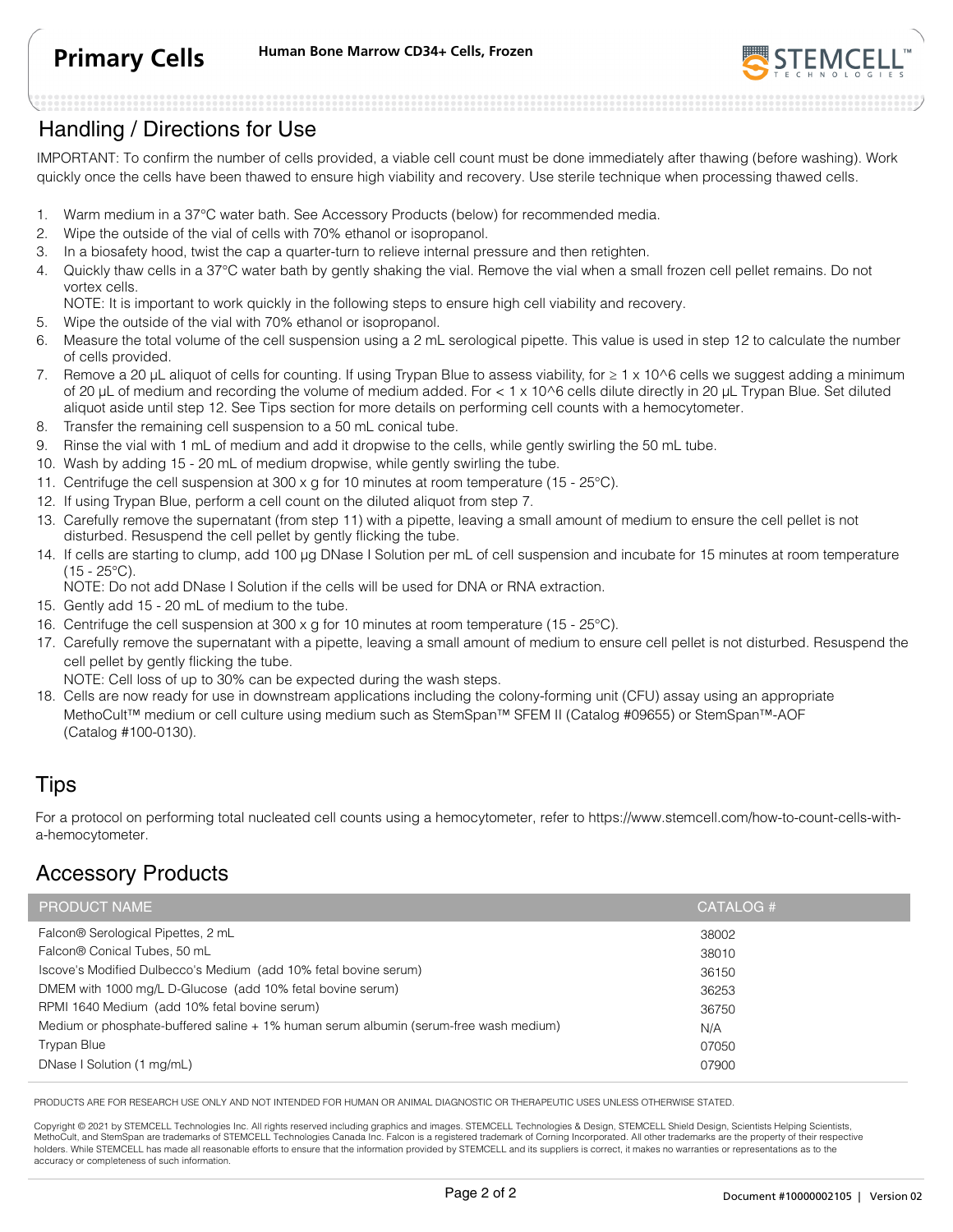## Handling / Directions for Use

IMPORTANT: To confirm the number of cells provided, a viable cell count must be done immediately after thawing (before washing). Work quickly once the cells have been thawed to ensure high viability and recovery. Use sterile technique when processing thawed cells.

1. Warm medium in a 37°C water bath. See Accessory Products (below) for recommended media.
2. Wipe the outside of the vial of cells with 70% ethanol or isopropanol.
3. In a biosafety hood, twist the cap a quarter-turn to relieve internal pressure and then retighten.
4. Quickly thaw cells in a 37°C water bath by gently shaking the vial. Remove the vial when a small frozen cell pellet remains. Do not vortex cells.
   NOTE: It is important to work quickly in the following steps to ensure high cell viability and recovery.
5. Wipe the outside of the vial with 70% ethanol or isopropanol.
6. Measure the total volume of the cell suspension using a 2 mL serological pipette. This value is used in step 12 to calculate the number of cells provided.
7. Remove a 20 μL aliquot of cells for counting. If using Trypan Blue to assess viability, for ≥ 1 x 10^6 cells we suggest adding a minimum of 20 μL of medium and recording the volume of medium added. For < 1 x 10^6 cells dilute directly in 20 μL Trypan Blue. Set diluted aliquot aside until step 12. See Tips section for more details on performing cell counts with a hemocytometer.
8. Transfer the remaining cell suspension to a 50 mL conical tube.
9. Rinse the vial with 1 mL of medium and add it dropwise to the cells, while gently swirling the 50 mL tube.
10. Wash by adding 15 - 20 mL of medium dropwise, while gently swirling the tube.
11. Centrifuge the cell suspension at 300 x g for 10 minutes at room temperature (15 - 25°C).
12. If using Trypan Blue, perform a cell count on the diluted aliquot from step 7.
13. Carefully remove the supernatant (from step 11) with a pipette, leaving a small amount of medium to ensure the cell pellet is not disturbed. Resuspend the cell pellet by gently flicking the tube.
14. If cells are starting to clump, add 100 μg DNase I Solution per mL of cell suspension and incubate for 15 minutes at room temperature (15 - 25°C).
    NOTE: Do not add DNase I Solution if the cells will be used for DNA or RNA extraction.
15. Gently add 15 - 20 mL of medium to the tube.
16. Centrifuge the cell suspension at 300 x g for 10 minutes at room temperature (15 - 25°C).
17. Carefully remove the supernatant with a pipette, leaving a small amount of medium to ensure cell pellet is not disturbed. Resuspend the cell pellet by gently flicking the tube.
    NOTE: Cell loss of up to 30% can be expected during the wash steps.
18. Cells are now ready for use in downstream applications including the colony-forming unit (CFU) assay using an appropriate MethoCult™ medium or cell culture using medium such as StemSpan™ SFEM II (Catalog #09655) or StemSpan™-AOF (Catalog #100-0130).

## Tips

For a protocol on performing total nucleated cell counts using a hemocytometer, refer to https://www.stemcell.com/how-to-count-cells-with-a-hemocytometer.

## Accessory Products

| PRODUCT NAME | CATALOG # |
|---|---|
| Falcon® Serological Pipettes, 2 mL | 38002 |
| Falcon® Conical Tubes, 50 mL | 38010 |
| Iscove's Modified Dulbecco's Medium (add 10% fetal bovine serum) | 36150 |
| DMEM with 1000 mg/L D-Glucose (add 10% fetal bovine serum) | 36253 |
| RPMI 1640 Medium (add 10% fetal bovine serum) | 36750 |
| Medium or phosphate-buffered saline + 1% human serum albumin (serum-free wash medium) | N/A |
| Trypan Blue | 07050 |
| DNase I Solution (1 mg/mL) | 07900 |

PRODUCTS ARE FOR RESEARCH USE ONLY AND NOT INTENDED FOR HUMAN OR ANIMAL DIAGNOSTIC OR THERAPEUTIC USES UNLESS OTHERWISE STATED.

Copyright © 2021 by STEMCELL Technologies Inc. All rights reserved including graphics and images. STEMCELL Technologies & Design, STEMCELL Shield Design, Scientists Helping Scientists, MethoCult, and StemSpan are trademarks of STEMCELL Technologies Canada Inc. Falcon is a registered trademark of Corning Incorporated. All other trademarks are the property of their respective holders. While STEMCELL has made all reasonable efforts to ensure that the information provided by STEMCELL and its suppliers is correct, it makes no warranties or representations as to the accuracy or completeness of such information.